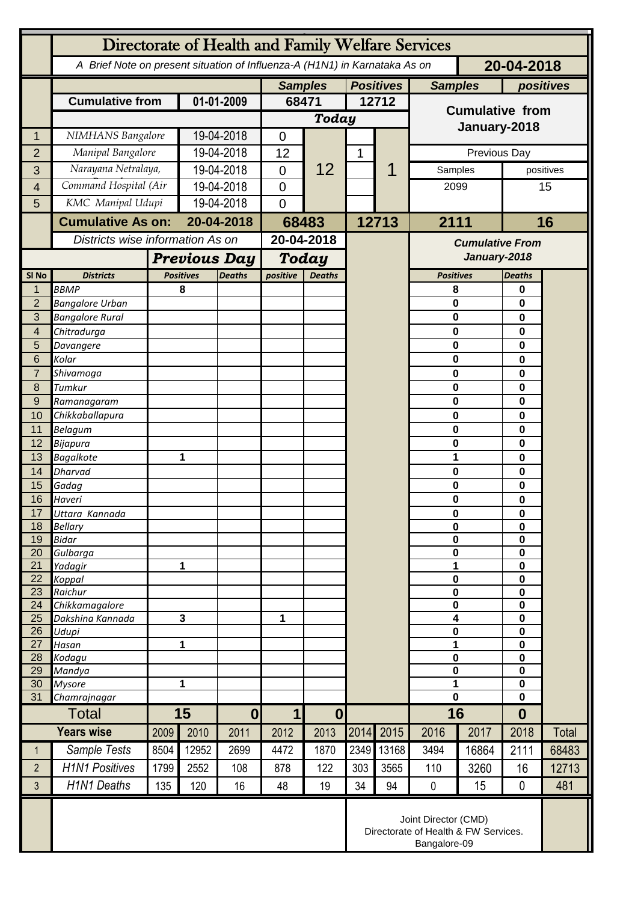# Directorate of Health and Family Welfare Services

*A Brief Note on present situation of Influenza-A (H1N1) in Karnataka As on* **20-04-2018**

| | | | Samples | Positives | Samples | positives |
|---|---|---|---|---|---|---|
| | **Cumulative from** | **01-01-2009** | **68471** | **12712** | **Cumulative from January-2018** | |
| | | | **Today** | | | |
| 1 | NIMHANS Bangalore | 19-04-2018 | 0 | | | |
| 2 | Manipal Bangalore | 19-04-2018 | 12 | 1 | Previous Day | |
| 3 | Narayana Netralaya, | 19-04-2018 | 0 | | Samples | positives |
| 4 | Command Hospital (Air | 19-04-2018 | 0 | | 2099 | 15 |
| 5 | KMC Manipal Udupi | 19-04-2018 | 0 | | | |
| | Today Total | | 12 | 1 | | |
| | **Cumulative As on:** | **20-04-2018** | **68483** | **12713** | **2111** | **16** |

| Sl No | Districts | Previous Day Positives | Previous Day Deaths | Today positive | Today Deaths | Cumulative From January-2018 Positives | Cumulative From January-2018 Deaths |
|---|---|---|---|---|---|---|---|
| 1 | BBMP | 8 | | | | 8 | 0 |
| 2 | Bangalore Urban | | | | | 0 | 0 |
| 3 | Bangalore Rural | | | | | 0 | 0 |
| 4 | Chitradurga | | | | | 0 | 0 |
| 5 | Davangere | | | | | 0 | 0 |
| 6 | Kolar | | | | | 0 | 0 |
| 7 | Shivamoga | | | | | 0 | 0 |
| 8 | Tumkur | | | | | 0 | 0 |
| 9 | Ramanagaram | | | | | 0 | 0 |
| 10 | Chikkaballapura | | | | | 0 | 0 |
| 11 | Belagum | | | | | 0 | 0 |
| 12 | Bijapura | | | | | 0 | 0 |
| 13 | Bagalkote | 1 | | | | 1 | 0 |
| 14 | Dharvad | | | | | 0 | 0 |
| 15 | Gadag | | | | | 0 | 0 |
| 16 | Haveri | | | | | 0 | 0 |
| 17 | Uttara Kannada | | | | | 0 | 0 |
| 18 | Bellary | | | | | 0 | 0 |
| 19 | Bidar | | | | | 0 | 0 |
| 20 | Gulbarga | | | | | 0 | 0 |
| 21 | Yadagir | 1 | | | | 1 | 0 |
| 22 | Koppal | | | | | 0 | 0 |
| 23 | Raichur | | | | | 0 | 0 |
| 24 | Chikkamagalore | | | | | 0 | 0 |
| 25 | Dakshina Kannada | 3 | | 1 | | 4 | 0 |
| 26 | Udupi | | | | | 0 | 0 |
| 27 | Hasan | 1 | | | | 1 | 0 |
| 28 | Kodagu | | | | | 0 | 0 |
| 29 | Mandya | | | | | 0 | 0 |
| 30 | Mysore | 1 | | | | 1 | 0 |
| 31 | Chamrajnagar | | | | | 0 | 0 |
| | **Total** | **15** | **0** | **1** | **0** | **16** | **0** |

| | Years wise | 2009 | 2010 | 2011 | 2012 | 2013 | 2014 | 2015 | 2016 | 2017 | 2018 | Total |
|---|---|---|---|---|---|---|---|---|---|---|---|---|
| 1 | Sample Tests | 8504 | 12952 | 2699 | 4472 | 1870 | 2349 | 13168 | 3494 | 16864 | 2111 | 68483 |
| 2 | H1N1 Positives | 1799 | 2552 | 108 | 878 | 122 | 303 | 3565 | 110 | 3260 | 16 | 12713 |
| 3 | H1N1 Deaths | 135 | 120 | 16 | 48 | 19 | 34 | 94 | 0 | 15 | 0 | 481 |

Joint Director (CMD)
Directorate of Health & FW Services.
Bangalore-09